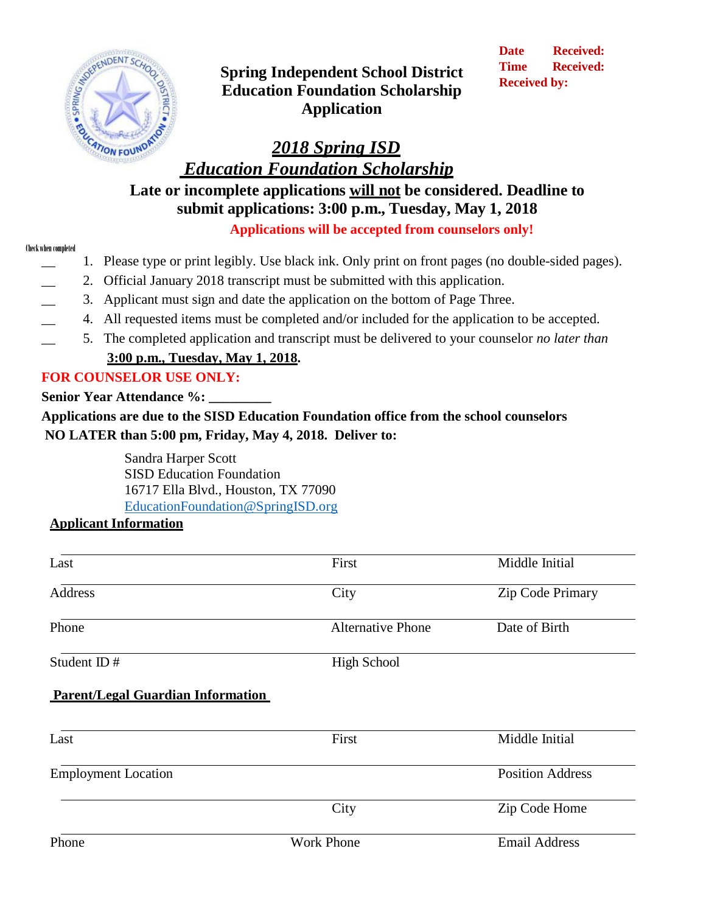Date Received:
Time Received:
Received by:

# Spring Independent School District Education Foundation Scholarship Application

## *2018 Spring ISD Education Foundation Scholarship*

**Late or incomplete applications will not be considered. Deadline to submit applications: 3:00 p.m., Tuesday, May 1, 2018**

**Applications will be accepted from counselors only!**

Check when completed

__ 1. Please type or print legibly. Use black ink. Only print on front pages (no double-sided pages).
__ 2. Official January 2018 transcript must be submitted with this application.
__ 3. Applicant must sign and date the application on the bottom of Page Three.
__ 4. All requested items must be completed and/or included for the application to be accepted.
__ 5. The completed application and transcript must be delivered to your counselor *no later than* **3:00 p.m., Tuesday, May 1, 2018**.

**FOR COUNSELOR USE ONLY:**

**Senior Year Attendance %: _________**

**Applications are due to the SISD Education Foundation office from the school counselors NO LATER than 5:00 pm, Friday, May 4, 2018. Deliver to:**

Sandra Harper Scott
SISD Education Foundation
16717 Ella Blvd., Houston, TX 77090
EducationFoundation@SpringISD.org

**Applicant Information**

| | | |
|---|---|---|
| Last | First | Middle Initial |
| Address | City | Zip Code Primary |
| Phone | Alternative Phone | Date of Birth |
| Student ID # | High School | |

**Parent/Legal Guardian Information**

| | | |
|---|---|---|
| Last | First | Middle Initial |
| Employment Location | | Position Address |
| | City | Zip Code Home |
| Phone | Work Phone | Email Address |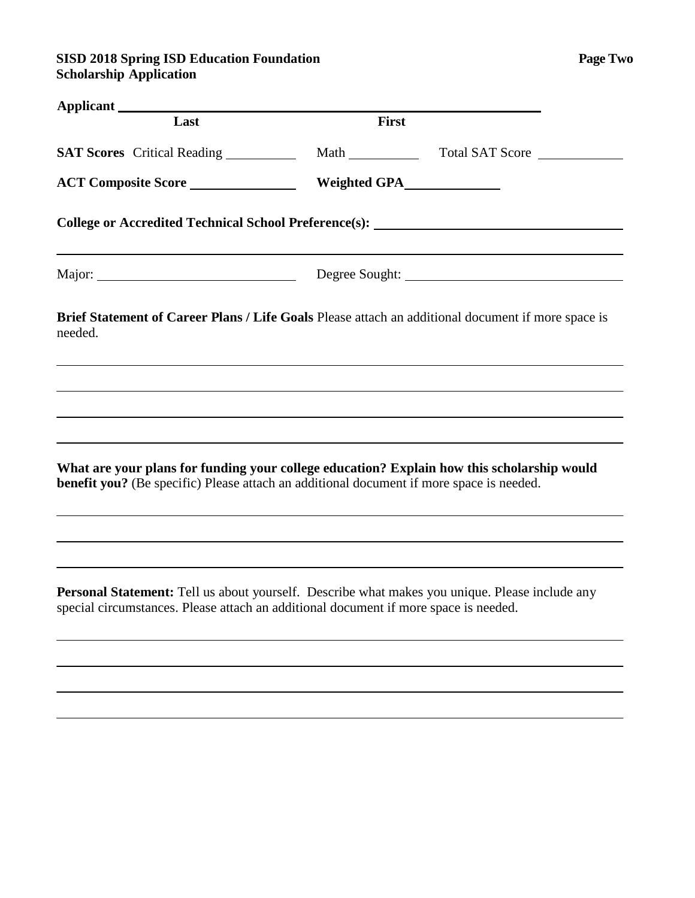**SISD 2018 Spring ISD Education Foundation**
**Scholarship Application**

**Applicant** ______________________________________________________________
**Last** **First**

**SAT Scores** Critical Reading __________ Math __________ Total SAT Score ____________

**ACT Composite Score** ______________ **Weighted GPA** ____________

**College or Accredited Technical School Preference(s):** ___________________________________

_____________________________________________________________________________

Major: ___________________________ Degree Sought: ______________________________

**Brief Statement of Career Plans / Life Goals** Please attach an additional document if more space is needed.

_____________________________________________________________________________

_____________________________________________________________________________

_____________________________________________________________________________

_____________________________________________________________________________

**What are your plans for funding your college education? Explain how this scholarship would benefit you?** (Be specific) Please attach an additional document if more space is needed.

_____________________________________________________________________________

_____________________________________________________________________________

_____________________________________________________________________________

**Personal Statement:** Tell us about yourself. Describe what makes you unique. Please include any special circumstances. Please attach an additional document if more space is needed.

_____________________________________________________________________________

_____________________________________________________________________________

_____________________________________________________________________________

_____________________________________________________________________________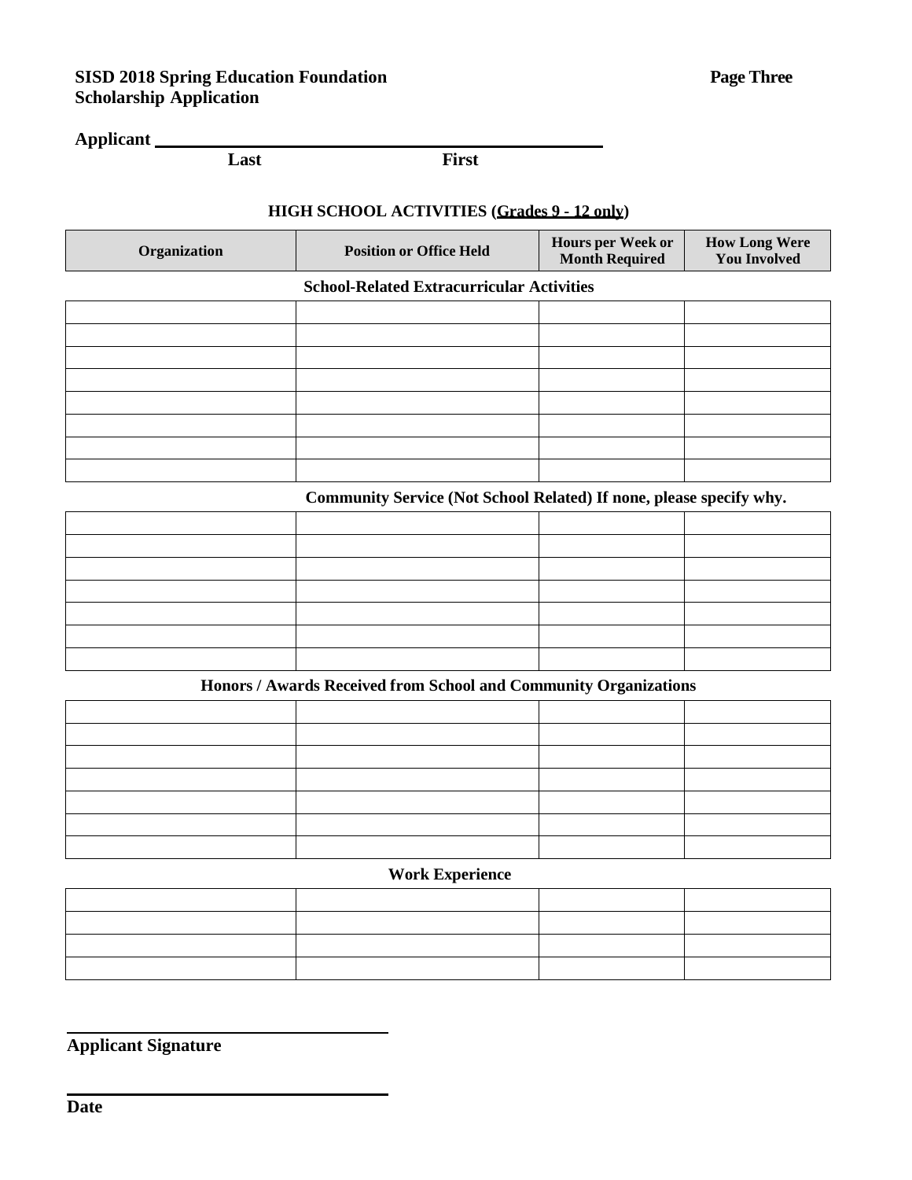**SISD 2018 Spring Education Foundation**
**Scholarship Application**

**Page Three**

**Applicant** ______________________________________________
**Last** **First**

### HIGH SCHOOL ACTIVITIES (Grades 9 - 12 only)

| Organization | Position or Office Held | Hours per Week or Month Required | How Long Were You Involved |
|---|---|---|---|
| **School-Related Extracurricular Activities** | | | |
| | | | |
| | | | |
| | | | |
| | | | |
| | | | |
| | | | |
| | | | |
| | | | |
| **Community Service (Not School Related) If none, please specify why.** | | | |
| | | | |
| | | | |
| | | | |
| | | | |
| | | | |
| | | | |
| | | | |
| **Honors / Awards Received from School and Community Organizations** | | | |
| | | | |
| | | | |
| | | | |
| | | | |
| | | | |
| | | | |
| | | | |
| **Work Experience** | | | |
| | | | |
| | | | |
| | | | |
| | | | |

______________________________
**Applicant Signature**

______________________________
**Date**